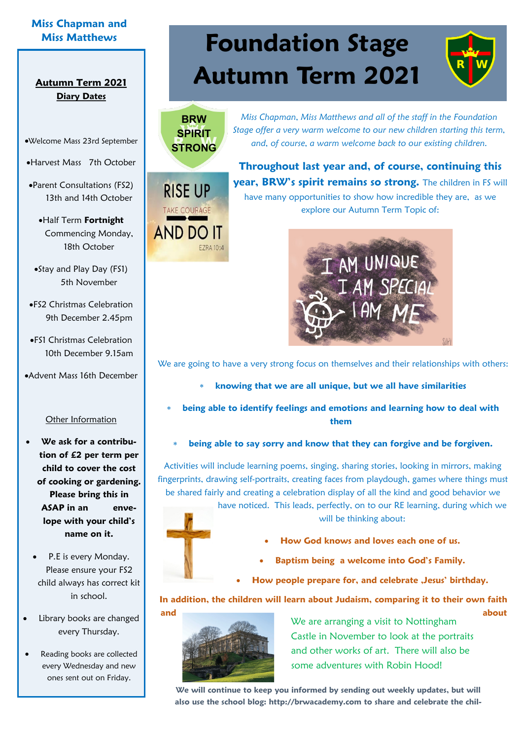# Foundation Stage Autumn Term 2021

**Miss Chapman and Miss Matthews**

**Autumn Term 2021 Diary Dates**

- Welcome Mass 23rd September
- Harvest Mass 7th October
- Parent Consultations (FS2) 13th and 14th October
- Half Term **Fortnight** Commencing Monday, 18th October
- Stay and Play Day (FS1) 5th November
- FS2 Christmas Celebration 9th December 2.45pm
- FS1 Christmas Celebration 10th December 9.15am
- Advent Mass 16th December

Other Information

- **We ask for a contribution of £2 per term per child to cover the cost of cooking or gardening. Please bring this in ASAP in an envelope with your child's name on it.**
- P.E is every Monday. Please ensure your FS2 child always has correct kit in school.
- Library books are changed every Thursday.
- Reading books are collected every Wednesday and new ones sent out on Friday.

BRW SPIRIT STRONG

RISE UP
TAKE COURAGE
AND DO IT
EZRA 10:4

*Miss Chapman, Miss Matthews and all of the staff in the Foundation Stage offer a very warm welcome to our new children starting this term, and, of course, a warm welcome back to our existing children.*

**Throughout last year and, of course, continuing this year, BRW's spirit remains so strong.** The children in FS will have many opportunities to show how incredible they are, as we explore our Autumn Term Topic of:

I AM UNIQUE
I AM SPECIAL
I AM ME

We are going to have a very strong focus on themselves and their relationships with others:

- **knowing that we are all unique, but we all have similarities**
- **being able to identify feelings and emotions and learning how to deal with them**
- **being able to say sorry and know that they can forgive and be forgiven.**

Activities will include learning poems, singing, sharing stories, looking in mirrors, making fingerprints, drawing self-portraits, creating faces from playdough, games where things must be shared fairly and creating a celebration display of all the kind and good behavior we have noticed. This leads, perfectly, on to our RE learning, during which we will be thinking about:

- **How God knows and loves each one of us.**
- **Baptism being a welcome into God's Family.**
- **How people prepare for, and celebrate ‚Jesus' birthday.**

**In addition, the children will learn about Judaism, comparing it to their own faith and about**

We are arranging a visit to Nottingham Castle in November to look at the portraits and other works of art. There will also be some adventures with Robin Hood!

**We will continue to keep you informed by sending out weekly updates, but will also use the school blog: http://brwacademy.com to share and celebrate the chil-**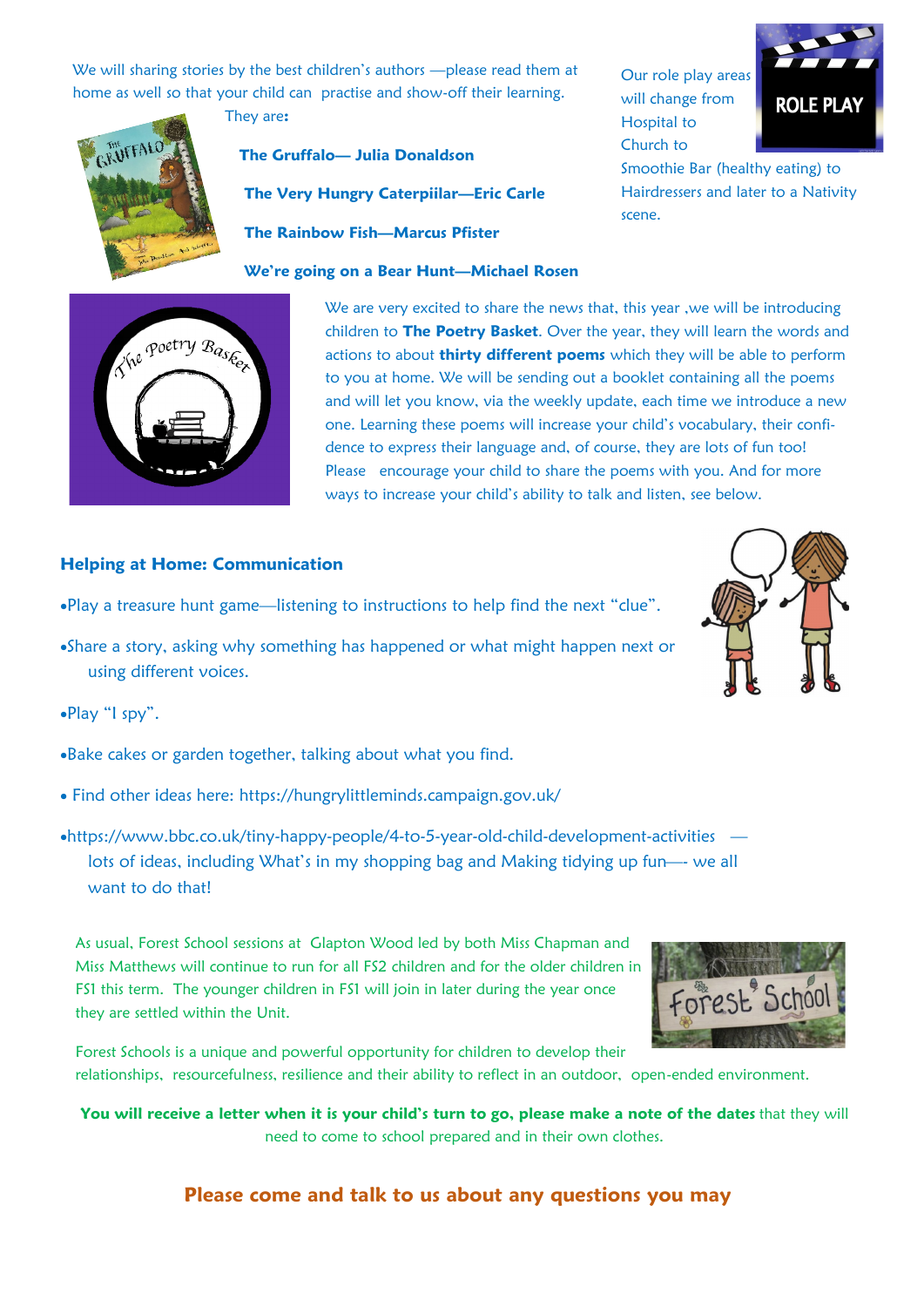We will sharing stories by the best children's authors —please read them at home as well so that your child can practise and show-off their learning. They are**:**

**The Gruffalo— Julia Donaldson**

**The Very Hungry Caterpiilar—Eric Carle**

**The Rainbow Fish—Marcus Pfister**

**We're going on a Bear Hunt—Michael Rosen**

Our role play areas will change from Hospital to Church to Smoothie Bar (healthy eating) to Hairdressers and later to a Nativity scene.

We are very excited to share the news that, this year ,we will be introducing children to **The Poetry Basket**. Over the year, they will learn the words and actions to about **thirty different poems** which they will be able to perform to you at home. We will be sending out a booklet containing all the poems and will let you know, via the weekly update, each time we introduce a new one. Learning these poems will increase your child's vocabulary, their confidence to express their language and, of course, they are lots of fun too! Please encourage your child to share the poems with you. And for more ways to increase your child's ability to talk and listen, see below.

## Helping at Home: Communication

- Play a treasure hunt game—listening to instructions to help find the next "clue".
- Share a story, asking why something has happened or what might happen next or using different voices.
- Play "I spy".
- Bake cakes or garden together, talking about what you find.
- Find other ideas here: https://hungrylittleminds.campaign.gov.uk/
- https://www.bbc.co.uk/tiny-happy-people/4-to-5-year-old-child-development-activities — lots of ideas, including What's in my shopping bag and Making tidying up fun—- we all want to do that!

As usual, Forest School sessions at Glapton Wood led by both Miss Chapman and Miss Matthews will continue to run for all FS2 children and for the older children in FS1 this term. The younger children in FS1 will join in later during the year once they are settled within the Unit.

Forest Schools is a unique and powerful opportunity for children to develop their relationships, resourcefulness, resilience and their ability to reflect in an outdoor, open-ended environment.

**You will receive a letter when it is your child's turn to go, please make a note of the dates** that they will need to come to school prepared and in their own clothes.

**Please come and talk to us about any questions you may**